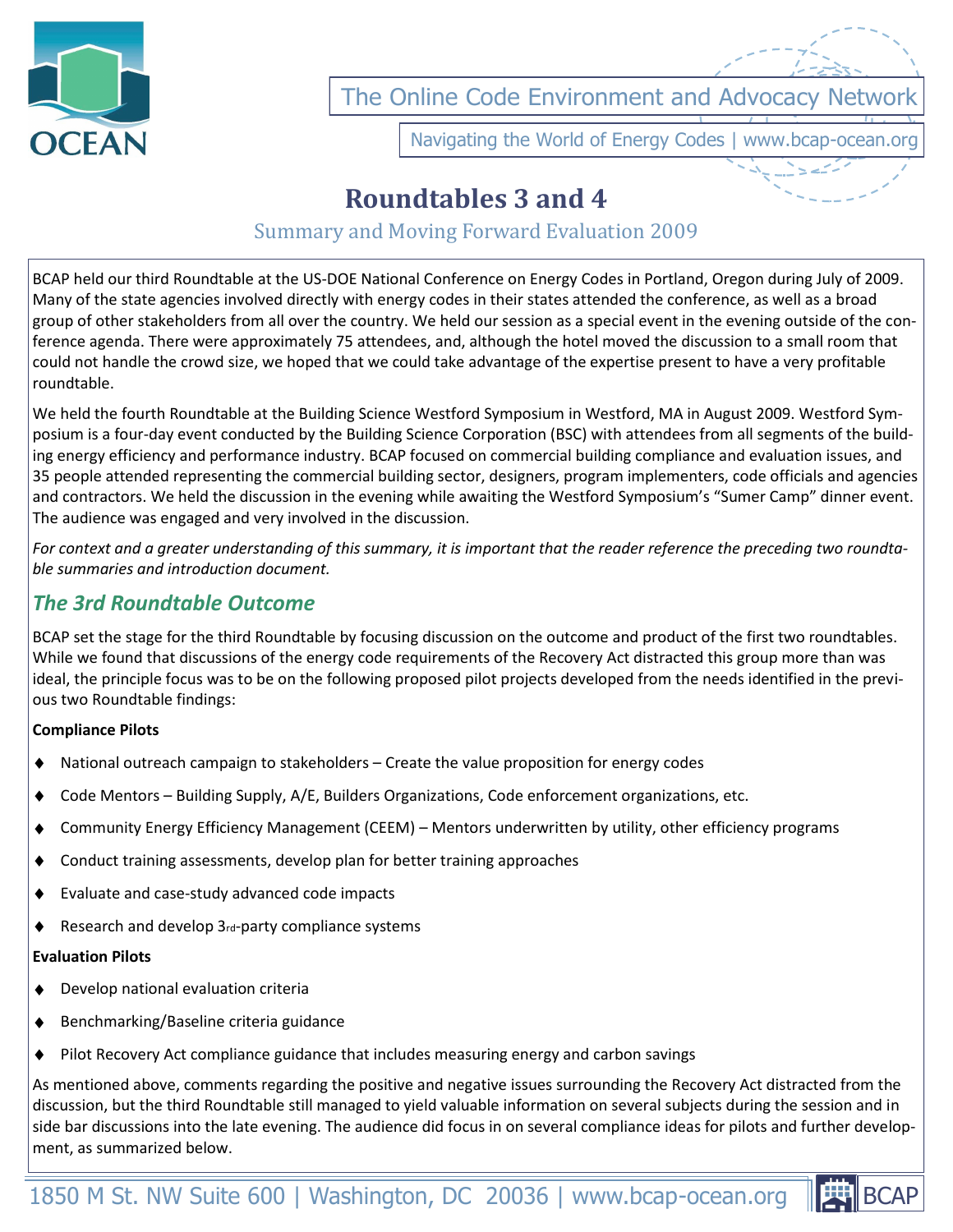The Online Code Environment and Advocacy Network

Navigating the World of Energy Codes | www.bcap-ocean.org

# Roundtables 3 and 4

## Summary and Moving Forward Evaluation 2009

BCAP held our third Roundtable at the US-DOE National Conference on Energy Codes in Portland, Oregon during July of 2009. Many of the state agencies involved directly with energy codes in their states attended the conference, as well as a broad group of other stakeholders from all over the country. We held our session as a special event in the evening outside of the conference agenda. There were approximately 75 attendees, and, although the hotel moved the discussion to a small room that could not handle the crowd size, we hoped that we could take advantage of the expertise present to have a very profitable roundtable.

We held the fourth Roundtable at the Building Science Westford Symposium in Westford, MA in August 2009. Westford Symposium is a four-day event conducted by the Building Science Corporation (BSC) with attendees from all segments of the building energy efficiency and performance industry. BCAP focused on commercial building compliance and evaluation issues, and 35 people attended representing the commercial building sector, designers, program implementers, code officials and agencies and contractors. We held the discussion in the evening while awaiting the Westford Symposium's "Sumer Camp" dinner event. The audience was engaged and very involved in the discussion.

*For context and a greater understanding of this summary, it is important that the reader reference the preceding two roundtable summaries and introduction document.*

### *The 3rd Roundtable Outcome*

BCAP set the stage for the third Roundtable by focusing discussion on the outcome and product of the first two roundtables. While we found that discussions of the energy code requirements of the Recovery Act distracted this group more than was ideal, the principle focus was to be on the following proposed pilot projects developed from the needs identified in the previous two Roundtable findings:

**Compliance Pilots**

- National outreach campaign to stakeholders – Create the value proposition for energy codes
- Code Mentors – Building Supply, A/E, Builders Organizations, Code enforcement organizations, etc.
- Community Energy Efficiency Management (CEEM) – Mentors underwritten by utility, other efficiency programs
- Conduct training assessments, develop plan for better training approaches
- Evaluate and case-study advanced code impacts
- Research and develop 3rd-party compliance systems

**Evaluation Pilots**

- Develop national evaluation criteria
- Benchmarking/Baseline criteria guidance
- Pilot Recovery Act compliance guidance that includes measuring energy and carbon savings

As mentioned above, comments regarding the positive and negative issues surrounding the Recovery Act distracted from the discussion, but the third Roundtable still managed to yield valuable information on several subjects during the session and in side bar discussions into the late evening. The audience did focus in on several compliance ideas for pilots and further development, as summarized below.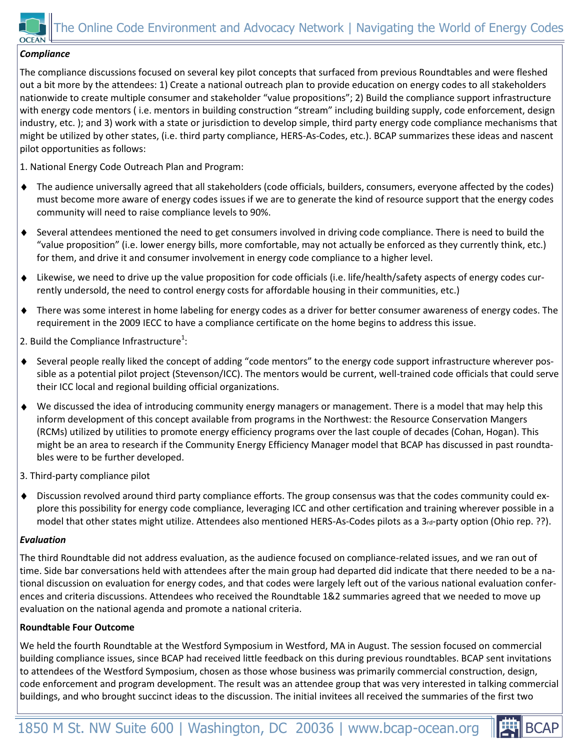***Compliance***

The compliance discussions focused on several key pilot concepts that surfaced from previous Roundtables and were fleshed out a bit more by the attendees: 1) Create a national outreach plan to provide education on energy codes to all stakeholders nationwide to create multiple consumer and stakeholder "value propositions"; 2) Build the compliance support infrastructure with energy code mentors ( i.e. mentors in building construction "stream" including building supply, code enforcement, design industry, etc. ); and 3) work with a state or jurisdiction to develop simple, third party energy code compliance mechanisms that might be utilized by other states, (i.e. third party compliance, HERS-As-Codes, etc.). BCAP summarizes these ideas and nascent pilot opportunities as follows:

1. National Energy Code Outreach Plan and Program:

- The audience universally agreed that all stakeholders (code officials, builders, consumers, everyone affected by the codes) must become more aware of energy codes issues if we are to generate the kind of resource support that the energy codes community will need to raise compliance levels to 90%.
- Several attendees mentioned the need to get consumers involved in driving code compliance. There is need to build the "value proposition" (i.e. lower energy bills, more comfortable, may not actually be enforced as they currently think, etc.) for them, and drive it and consumer involvement in energy code compliance to a higher level.
- Likewise, we need to drive up the value proposition for code officials (i.e. life/health/safety aspects of energy codes currently undersold, the need to control energy costs for affordable housing in their communities, etc.)
- There was some interest in home labeling for energy codes as a driver for better consumer awareness of energy codes. The requirement in the 2009 IECC to have a compliance certificate on the home begins to address this issue.

2. Build the Compliance Infrastructure[1]:

- Several people really liked the concept of adding "code mentors" to the energy code support infrastructure wherever possible as a potential pilot project (Stevenson/ICC). The mentors would be current, well-trained code officials that could serve their ICC local and regional building official organizations.
- We discussed the idea of introducing community energy managers or management. There is a model that may help this inform development of this concept available from programs in the Northwest: the Resource Conservation Mangers (RCMs) utilized by utilities to promote energy efficiency programs over the last couple of decades (Cohan, Hogan). This might be an area to research if the Community Energy Efficiency Manager model that BCAP has discussed in past roundtables were to be further developed.

3. Third-party compliance pilot

- Discussion revolved around third party compliance efforts. The group consensus was that the codes community could explore this possibility for energy code compliance, leveraging ICC and other certification and training wherever possible in a model that other states might utilize. Attendees also mentioned HERS-As-Codes pilots as a 3rd-party option (Ohio rep. ??).

***Evaluation***

The third Roundtable did not address evaluation, as the audience focused on compliance-related issues, and we ran out of time. Side bar conversations held with attendees after the main group had departed did indicate that there needed to be a national discussion on evaluation for energy codes, and that codes were largely left out of the various national evaluation conferences and criteria discussions. Attendees who received the Roundtable 1&2 summaries agreed that we needed to move up evaluation on the national agenda and promote a national criteria.

**Roundtable Four Outcome**

We held the fourth Roundtable at the Westford Symposium in Westford, MA in August. The session focused on commercial building compliance issues, since BCAP had received little feedback on this during previous roundtables. BCAP sent invitations to attendees of the Westford Symposium, chosen as those whose business was primarily commercial construction, design, code enforcement and program development. The result was an attendee group that was very interested in talking commercial buildings, and who brought succinct ideas to the discussion. The initial invitees all received the summaries of the first two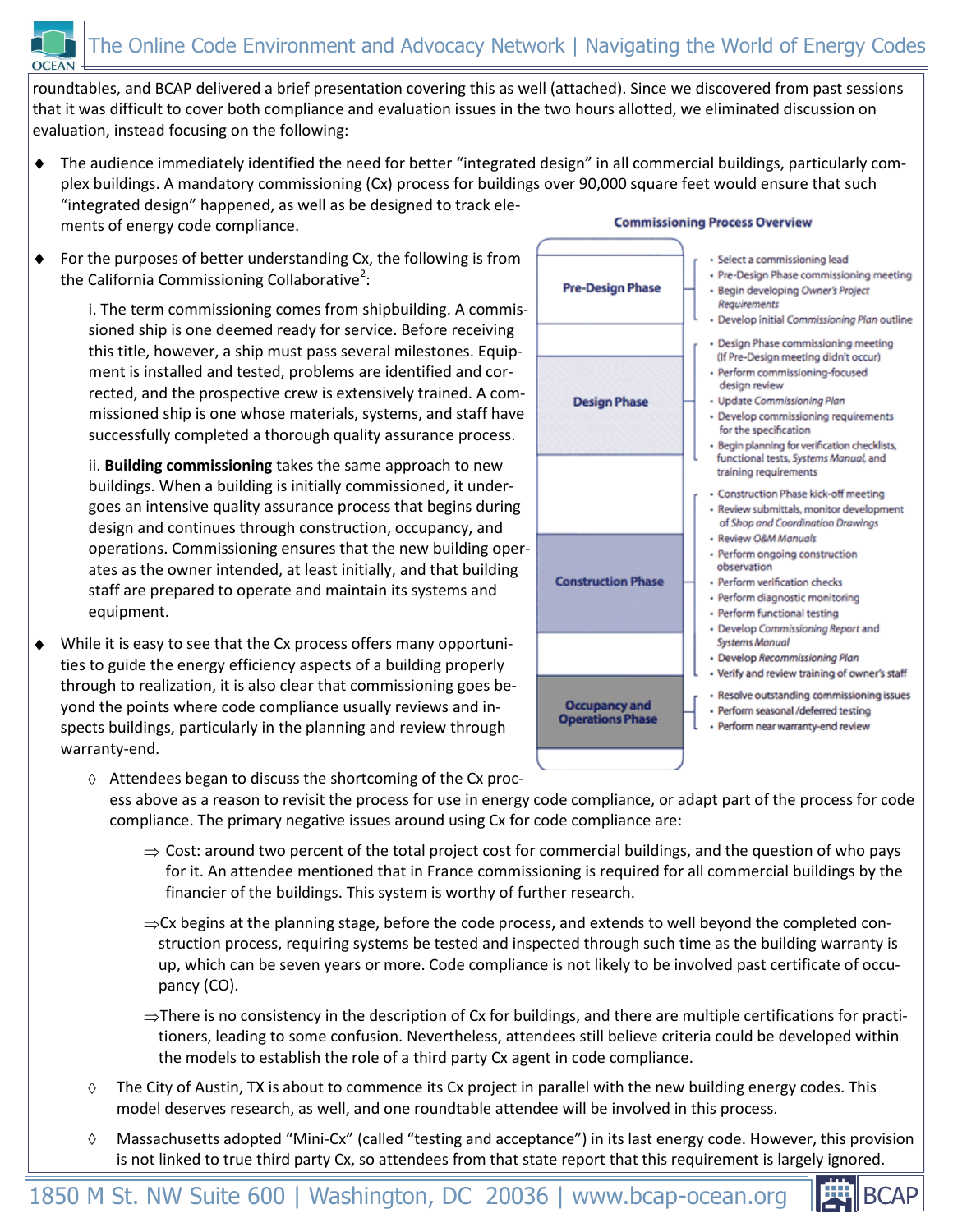roundtables, and BCAP delivered a brief presentation covering this as well (attached). Since we discovered from past sessions that it was difficult to cover both compliance and evaluation issues in the two hours allotted, we eliminated discussion on evaluation, instead focusing on the following:

- The audience immediately identified the need for better "integrated design" in all commercial buildings, particularly complex buildings. A mandatory commissioning (Cx) process for buildings over 90,000 square feet would ensure that such "integrated design" happened, as well as be designed to track elements of energy code compliance.

- For the purposes of better understanding Cx, the following is from the California Commissioning Collaborative[2]:

  i. The term commissioning comes from shipbuilding. A commissioned ship is one deemed ready for service. Before receiving this title, however, a ship must pass several milestones. Equipment is installed and tested, problems are identified and corrected, and the prospective crew is extensively trained. A commissioned ship is one whose materials, systems, and staff have successfully completed a thorough quality assurance process.

  ii. **Building commissioning** takes the same approach to new buildings. When a building is initially commissioned, it undergoes an intensive quality assurance process that begins during design and continues through construction, occupancy, and operations. Commissioning ensures that the new building operates as the owner intended, at least initially, and that building staff are prepared to operate and maintain its systems and equipment.

**Commissioning Process Overview**

| Phase | Activities |
|---|---|
| Pre-Design Phase | • Select a commissioning lead<br>• Pre-Design Phase commissioning meeting<br>• Begin developing *Owner's Project Requirements*<br>• Develop initial *Commissioning Plan* outline |
| Design Phase | • Design Phase commissioning meeting (If Pre-Design meeting didn't occur)<br>• Perform commissioning-focused design review<br>• Update *Commissioning Plan*<br>• Develop commissioning requirements for the specification<br>• Begin planning for verification checklists, functional tests, *Systems Manual*, and training requirements |
| Construction Phase | • Construction Phase kick-off meeting<br>• Review submittals, monitor development of *Shop and Coordination Drawings*<br>• Review *O&M Manuals*<br>• Perform ongoing construction observation<br>• Perform verification checks<br>• Perform diagnostic monitoring<br>• Perform functional testing<br>• Develop *Commissioning Report* and *Systems Manual*<br>• Develop *Recommissioning Plan*<br>• Verify and review training of owner's staff |
| Occupancy and Operations Phase | • Resolve outstanding commissioning issues<br>• Perform seasonal /deferred testing<br>• Perform near warranty-end review |

- While it is easy to see that the Cx process offers many opportunities to guide the energy efficiency aspects of a building properly through to realization, it is also clear that commissioning goes beyond the points where code compliance usually reviews and inspects buildings, particularly in the planning and review through warranty-end.

  - Attendees began to discuss the shortcoming of the Cx process above as a reason to revisit the process for use in energy code compliance, or adapt part of the process for code compliance. The primary negative issues around using Cx for code compliance are:

    - Cost: around two percent of the total project cost for commercial buildings, and the question of who pays for it. An attendee mentioned that in France commissioning is required for all commercial buildings by the financier of the buildings. This system is worthy of further research.

    - Cx begins at the planning stage, before the code process, and extends to well beyond the completed construction process, requiring systems be tested and inspected through such time as the building warranty is up, which can be seven years or more. Code compliance is not likely to be involved past certificate of occupancy (CO).

    - There is no consistency in the description of Cx for buildings, and there are multiple certifications for practitioners, leading to some confusion. Nevertheless, attendees still believe criteria could be developed within the models to establish the role of a third party Cx agent in code compliance.

  - The City of Austin, TX is about to commence its Cx project in parallel with the new building energy codes. This model deserves research, as well, and one roundtable attendee will be involved in this process.

  - Massachusetts adopted "Mini-Cx" (called "testing and acceptance") in its last energy code. However, this provision is not linked to true third party Cx, so attendees from that state report that this requirement is largely ignored.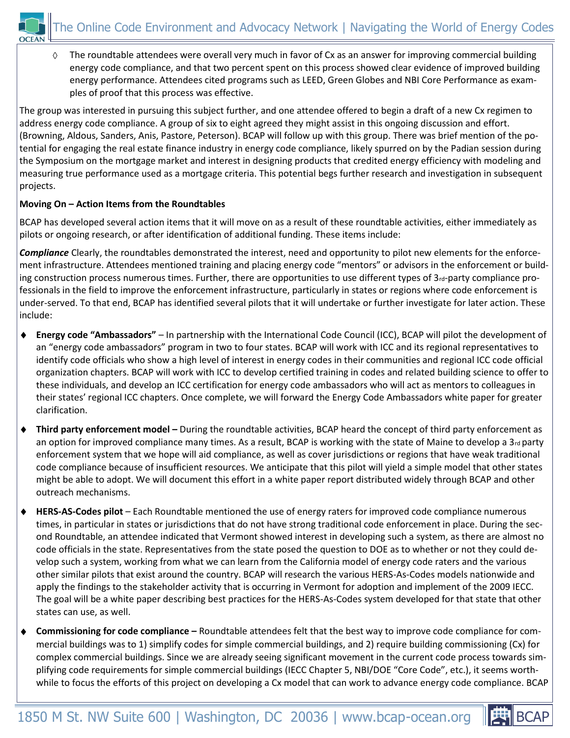- ◊ The roundtable attendees were overall very much in favor of Cx as an answer for improving commercial building energy code compliance, and that two percent spent on this process showed clear evidence of improved building energy performance. Attendees cited programs such as LEED, Green Globes and NBI Core Performance as examples of proof that this process was effective.

The group was interested in pursuing this subject further, and one attendee offered to begin a draft of a new Cx regimen to address energy code compliance. A group of six to eight agreed they might assist in this ongoing discussion and effort. (Browning, Aldous, Sanders, Anis, Pastore, Peterson). BCAP will follow up with this group. There was brief mention of the potential for engaging the real estate finance industry in energy code compliance, likely spurred on by the Padian session during the Symposium on the mortgage market and interest in designing products that credited energy efficiency with modeling and measuring true performance used as a mortgage criteria. This potential begs further research and investigation in subsequent projects.

**Moving On – Action Items from the Roundtables**

BCAP has developed several action items that it will move on as a result of these roundtable activities, either immediately as pilots or ongoing research, or after identification of additional funding. These items include:

***Compliance*** Clearly, the roundtables demonstrated the interest, need and opportunity to pilot new elements for the enforcement infrastructure. Attendees mentioned training and placing energy code "mentors" or advisors in the enforcement or building construction process numerous times. Further, there are opportunities to use different types of 3rd-party compliance professionals in the field to improve the enforcement infrastructure, particularly in states or regions where code enforcement is under-served. To that end, BCAP has identified several pilots that it will undertake or further investigate for later action. These include:

- **Energy code "Ambassadors"** – In partnership with the International Code Council (ICC), BCAP will pilot the development of an "energy code ambassadors" program in two to four states. BCAP will work with ICC and its regional representatives to identify code officials who show a high level of interest in energy codes in their communities and regional ICC code official organization chapters. BCAP will work with ICC to develop certified training in codes and related building science to offer to these individuals, and develop an ICC certification for energy code ambassadors who will act as mentors to colleagues in their states' regional ICC chapters. Once complete, we will forward the Energy Code Ambassadors white paper for greater clarification.

- **Third party enforcement model –** During the roundtable activities, BCAP heard the concept of third party enforcement as an option for improved compliance many times. As a result, BCAP is working with the state of Maine to develop a 3rd party enforcement system that we hope will aid compliance, as well as cover jurisdictions or regions that have weak traditional code compliance because of insufficient resources. We anticipate that this pilot will yield a simple model that other states might be able to adopt. We will document this effort in a white paper report distributed widely through BCAP and other outreach mechanisms.

- **HERS-AS-Codes pilot** – Each Roundtable mentioned the use of energy raters for improved code compliance numerous times, in particular in states or jurisdictions that do not have strong traditional code enforcement in place. During the second Roundtable, an attendee indicated that Vermont showed interest in developing such a system, as there are almost no code officials in the state. Representatives from the state posed the question to DOE as to whether or not they could develop such a system, working from what we can learn from the California model of energy code raters and the various other similar pilots that exist around the country. BCAP will research the various HERS-As-Codes models nationwide and apply the findings to the stakeholder activity that is occurring in Vermont for adoption and implement of the 2009 IECC. The goal will be a white paper describing best practices for the HERS-As-Codes system developed for that state that other states can use, as well.

- **Commissioning for code compliance –** Roundtable attendees felt that the best way to improve code compliance for commercial buildings was to 1) simplify codes for simple commercial buildings, and 2) require building commissioning (Cx) for complex commercial buildings. Since we are already seeing significant movement in the current code process towards simplifying code requirements for simple commercial buildings (IECC Chapter 5, NBI/DOE "Core Code", etc.), it seems worthwhile to focus the efforts of this project on developing a Cx model that can work to advance energy code compliance. BCAP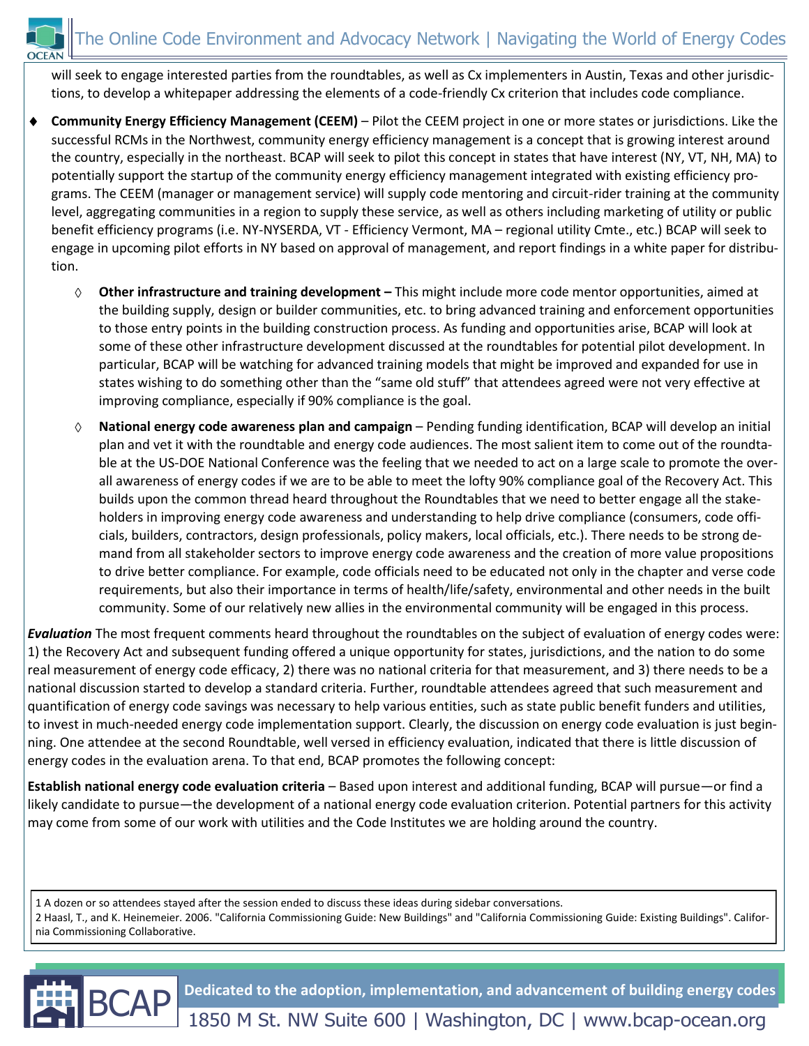will seek to engage interested parties from the roundtables, as well as Cx implementers in Austin, Texas and other jurisdictions, to develop a whitepaper addressing the elements of a code-friendly Cx criterion that includes code compliance.

- **Community Energy Efficiency Management (CEEM)** – Pilot the CEEM project in one or more states or jurisdictions. Like the successful RCMs in the Northwest, community energy efficiency management is a concept that is growing interest around the country, especially in the northeast. BCAP will seek to pilot this concept in states that have interest (NY, VT, NH, MA) to potentially support the startup of the community energy efficiency management integrated with existing efficiency programs. The CEEM (manager or management service) will supply code mentoring and circuit-rider training at the community level, aggregating communities in a region to supply these service, as well as others including marketing of utility or public benefit efficiency programs (i.e. NY-NYSERDA, VT - Efficiency Vermont, MA – regional utility Cmte., etc.) BCAP will seek to engage in upcoming pilot efforts in NY based on approval of management, and report findings in a white paper for distribution.
  - **Other infrastructure and training development –** This might include more code mentor opportunities, aimed at the building supply, design or builder communities, etc. to bring advanced training and enforcement opportunities to those entry points in the building construction process. As funding and opportunities arise, BCAP will look at some of these other infrastructure development discussed at the roundtables for potential pilot development. In particular, BCAP will be watching for advanced training models that might be improved and expanded for use in states wishing to do something other than the "same old stuff" that attendees agreed were not very effective at improving compliance, especially if 90% compliance is the goal.
  - **National energy code awareness plan and campaign** – Pending funding identification, BCAP will develop an initial plan and vet it with the roundtable and energy code audiences. The most salient item to come out of the roundtable at the US-DOE National Conference was the feeling that we needed to act on a large scale to promote the overall awareness of energy codes if we are to be able to meet the lofty 90% compliance goal of the Recovery Act. This builds upon the common thread heard throughout the Roundtables that we need to better engage all the stakeholders in improving energy code awareness and understanding to help drive compliance (consumers, code officials, builders, contractors, design professionals, policy makers, local officials, etc.). There needs to be strong demand from all stakeholder sectors to improve energy code awareness and the creation of more value propositions to drive better compliance. For example, code officials need to be educated not only in the chapter and verse code requirements, but also their importance in terms of health/life/safety, environmental and other needs in the built community. Some of our relatively new allies in the environmental community will be engaged in this process.

***Evaluation*** The most frequent comments heard throughout the roundtables on the subject of evaluation of energy codes were: 1) the Recovery Act and subsequent funding offered a unique opportunity for states, jurisdictions, and the nation to do some real measurement of energy code efficacy, 2) there was no national criteria for that measurement, and 3) there needs to be a national discussion started to develop a standard criteria. Further, roundtable attendees agreed that such measurement and quantification of energy code savings was necessary to help various entities, such as state public benefit funders and utilities, to invest in much-needed energy code implementation support. Clearly, the discussion on energy code evaluation is just beginning. One attendee at the second Roundtable, well versed in efficiency evaluation, indicated that there is little discussion of energy codes in the evaluation arena. To that end, BCAP promotes the following concept:

**Establish national energy code evaluation criteria** – Based upon interest and additional funding, BCAP will pursue—or find a likely candidate to pursue—the development of a national energy code evaluation criterion. Potential partners for this activity may come from some of our work with utilities and the Code Institutes we are holding around the country.

1 A dozen or so attendees stayed after the session ended to discuss these ideas during sidebar conversations.
2 Haasl, T., and K. Heinemeier. 2006. "California Commissioning Guide: New Buildings" and "California Commissioning Guide: Existing Buildings". California Commissioning Collaborative.